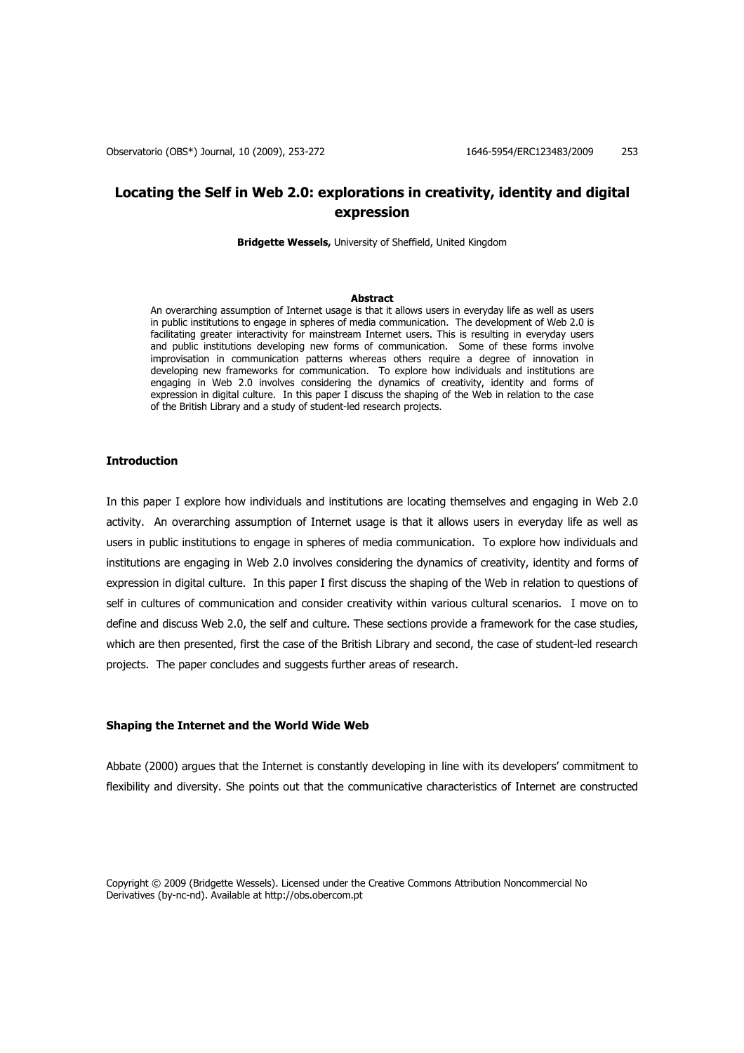# Locating the Self in Web 2.0: explorations in creativity, identity and digital expression

**Bridgette Wessels,** University of Sheffield, United Kingdom

**Abstract**

An overarching assumption of Internet usage is that it allows users in everyday life as well as users in public institutions to engage in spheres of media communication. The development of Web 2.0 is facilitating greater interactivity for mainstream Internet users. This is resulting in everyday users and public institutions developing new forms of communication. Some of these forms involve improvisation in communication patterns whereas others require a degree of innovation in developing new frameworks for communication. To explore how individuals and institutions are engaging in Web 2.0 involves considering the dynamics of creativity, identity and forms of expression in digital culture. In this paper I discuss the shaping of the Web in relation to the case of the British Library and a study of student-led research projects.

## Introduction

In this paper I explore how individuals and institutions are locating themselves and engaging in Web 2.0 activity. An overarching assumption of Internet usage is that it allows users in everyday life as well as users in public institutions to engage in spheres of media communication. To explore how individuals and institutions are engaging in Web 2.0 involves considering the dynamics of creativity, identity and forms of expression in digital culture. In this paper I first discuss the shaping of the Web in relation to questions of self in cultures of communication and consider creativity within various cultural scenarios. I move on to define and discuss Web 2.0, the self and culture. These sections provide a framework for the case studies, which are then presented, first the case of the British Library and second, the case of student-led research projects. The paper concludes and suggests further areas of research.

## Shaping the Internet and the World Wide Web

Abbate (2000) argues that the Internet is constantly developing in line with its developers' commitment to flexibility and diversity. She points out that the communicative characteristics of Internet are constructed

Copyright © 2009 (Bridgette Wessels). Licensed under the Creative Commons Attribution Noncommercial No Derivatives (by-nc-nd). Available at http://obs.obercom.pt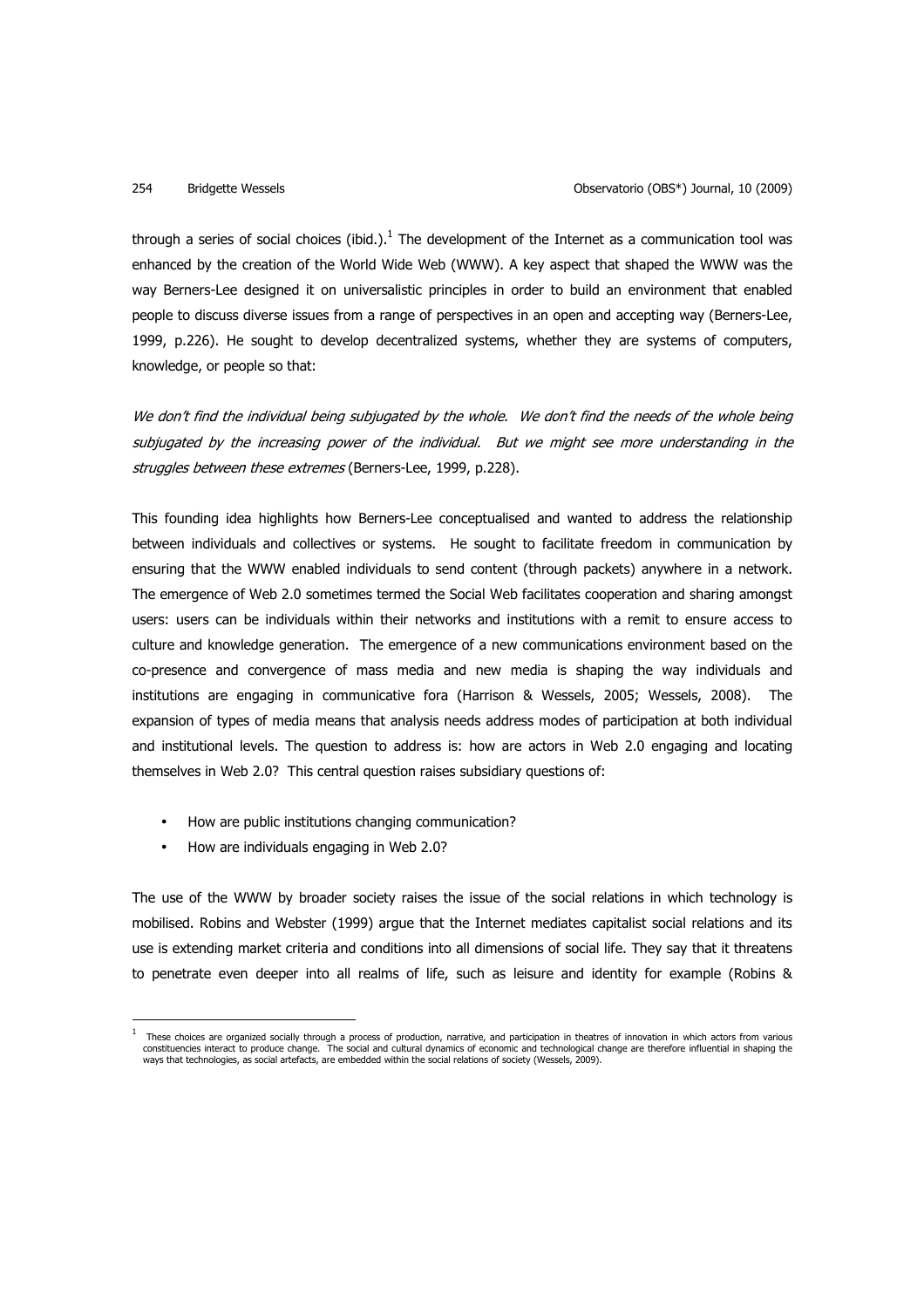through a series of social choices (ibid.).[1] The development of the Internet as a communication tool was enhanced by the creation of the World Wide Web (WWW). A key aspect that shaped the WWW was the way Berners-Lee designed it on universalistic principles in order to build an environment that enabled people to discuss diverse issues from a range of perspectives in an open and accepting way (Berners-Lee, 1999, p.226). He sought to develop decentralized systems, whether they are systems of computers, knowledge, or people so that:

*We don't find the individual being subjugated by the whole. We don't find the needs of the whole being subjugated by the increasing power of the individual. But we might see more understanding in the struggles between these extremes* (Berners-Lee, 1999, p.228).

This founding idea highlights how Berners-Lee conceptualised and wanted to address the relationship between individuals and collectives or systems. He sought to facilitate freedom in communication by ensuring that the WWW enabled individuals to send content (through packets) anywhere in a network. The emergence of Web 2.0 sometimes termed the Social Web facilitates cooperation and sharing amongst users: users can be individuals within their networks and institutions with a remit to ensure access to culture and knowledge generation. The emergence of a new communications environment based on the co-presence and convergence of mass media and new media is shaping the way individuals and institutions are engaging in communicative fora (Harrison & Wessels, 2005; Wessels, 2008). The expansion of types of media means that analysis needs address modes of participation at both individual and institutional levels. The question to address is: how are actors in Web 2.0 engaging and locating themselves in Web 2.0? This central question raises subsidiary questions of:

- How are public institutions changing communication?
- How are individuals engaging in Web 2.0?

The use of the WWW by broader society raises the issue of the social relations in which technology is mobilised. Robins and Webster (1999) argue that the Internet mediates capitalist social relations and its use is extending market criteria and conditions into all dimensions of social life. They say that it threatens to penetrate even deeper into all realms of life, such as leisure and identity for example (Robins &

---

[1] These choices are organized socially through a process of production, narrative, and participation in theatres of innovation in which actors from various constituencies interact to produce change. The social and cultural dynamics of economic and technological change are therefore influential in shaping the ways that technologies, as social artefacts, are embedded within the social relations of society (Wessels, 2009).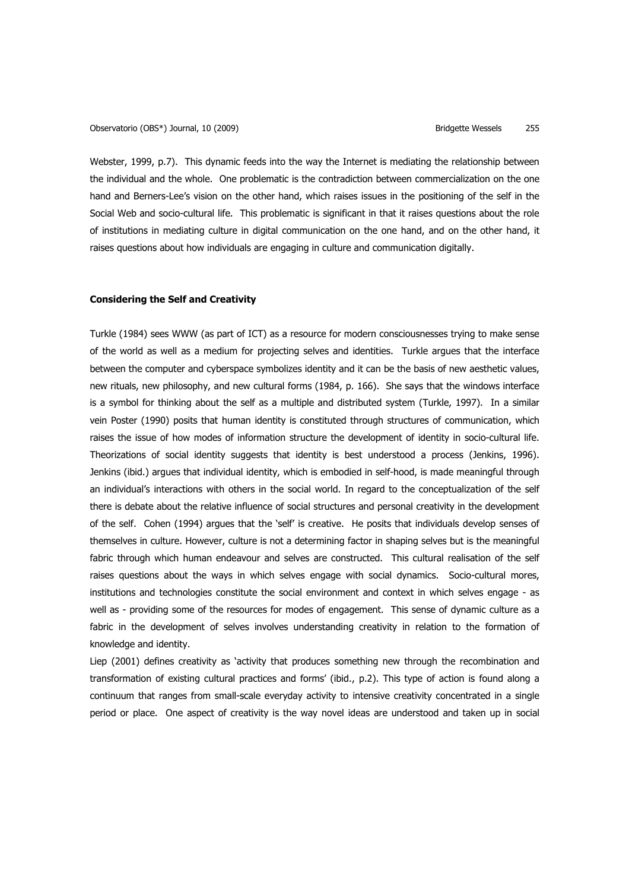Webster, 1999, p.7). This dynamic feeds into the way the Internet is mediating the relationship between the individual and the whole. One problematic is the contradiction between commercialization on the one hand and Berners-Lee's vision on the other hand, which raises issues in the positioning of the self in the Social Web and socio-cultural life. This problematic is significant in that it raises questions about the role of institutions in mediating culture in digital communication on the one hand, and on the other hand, it raises questions about how individuals are engaging in culture and communication digitally.

**Considering the Self and Creativity**

Turkle (1984) sees WWW (as part of ICT) as a resource for modern consciousnesses trying to make sense of the world as well as a medium for projecting selves and identities. Turkle argues that the interface between the computer and cyberspace symbolizes identity and it can be the basis of new aesthetic values, new rituals, new philosophy, and new cultural forms (1984, p. 166). She says that the windows interface is a symbol for thinking about the self as a multiple and distributed system (Turkle, 1997). In a similar vein Poster (1990) posits that human identity is constituted through structures of communication, which raises the issue of how modes of information structure the development of identity in socio-cultural life. Theorizations of social identity suggests that identity is best understood a process (Jenkins, 1996). Jenkins (ibid.) argues that individual identity, which is embodied in self-hood, is made meaningful through an individual's interactions with others in the social world. In regard to the conceptualization of the self there is debate about the relative influence of social structures and personal creativity in the development of the self. Cohen (1994) argues that the 'self' is creative. He posits that individuals develop senses of themselves in culture. However, culture is not a determining factor in shaping selves but is the meaningful fabric through which human endeavour and selves are constructed. This cultural realisation of the self raises questions about the ways in which selves engage with social dynamics. Socio-cultural mores, institutions and technologies constitute the social environment and context in which selves engage - as well as - providing some of the resources for modes of engagement. This sense of dynamic culture as a fabric in the development of selves involves understanding creativity in relation to the formation of knowledge and identity.

Liep (2001) defines creativity as 'activity that produces something new through the recombination and transformation of existing cultural practices and forms' (ibid., p.2). This type of action is found along a continuum that ranges from small-scale everyday activity to intensive creativity concentrated in a single period or place. One aspect of creativity is the way novel ideas are understood and taken up in social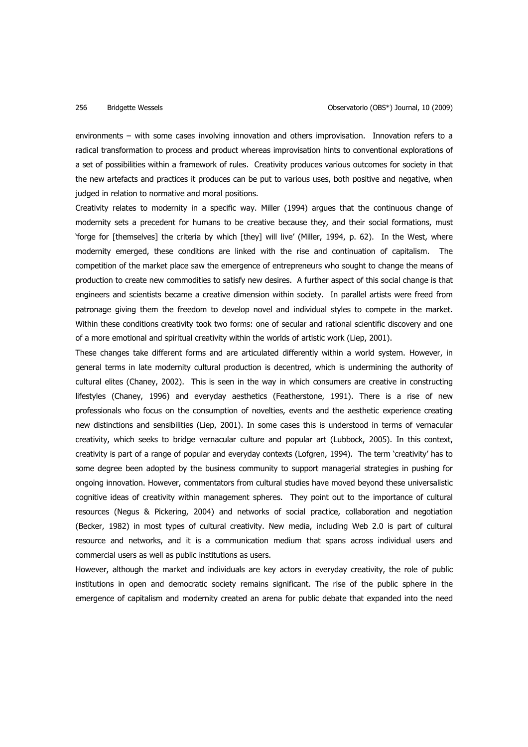environments – with some cases involving innovation and others improvisation. Innovation refers to a radical transformation to process and product whereas improvisation hints to conventional explorations of a set of possibilities within a framework of rules. Creativity produces various outcomes for society in that the new artefacts and practices it produces can be put to various uses, both positive and negative, when judged in relation to normative and moral positions.

Creativity relates to modernity in a specific way. Miller (1994) argues that the continuous change of modernity sets a precedent for humans to be creative because they, and their social formations, must 'forge for [themselves] the criteria by which [they] will live' (Miller, 1994, p. 62). In the West, where modernity emerged, these conditions are linked with the rise and continuation of capitalism. The competition of the market place saw the emergence of entrepreneurs who sought to change the means of production to create new commodities to satisfy new desires. A further aspect of this social change is that engineers and scientists became a creative dimension within society. In parallel artists were freed from patronage giving them the freedom to develop novel and individual styles to compete in the market. Within these conditions creativity took two forms: one of secular and rational scientific discovery and one of a more emotional and spiritual creativity within the worlds of artistic work (Liep, 2001).

These changes take different forms and are articulated differently within a world system. However, in general terms in late modernity cultural production is decentred, which is undermining the authority of cultural elites (Chaney, 2002). This is seen in the way in which consumers are creative in constructing lifestyles (Chaney, 1996) and everyday aesthetics (Featherstone, 1991). There is a rise of new professionals who focus on the consumption of novelties, events and the aesthetic experience creating new distinctions and sensibilities (Liep, 2001). In some cases this is understood in terms of vernacular creativity, which seeks to bridge vernacular culture and popular art (Lubbock, 2005). In this context, creativity is part of a range of popular and everyday contexts (Lofgren, 1994). The term 'creativity' has to some degree been adopted by the business community to support managerial strategies in pushing for ongoing innovation. However, commentators from cultural studies have moved beyond these universalistic cognitive ideas of creativity within management spheres. They point out to the importance of cultural resources (Negus & Pickering, 2004) and networks of social practice, collaboration and negotiation (Becker, 1982) in most types of cultural creativity. New media, including Web 2.0 is part of cultural resource and networks, and it is a communication medium that spans across individual users and commercial users as well as public institutions as users.

However, although the market and individuals are key actors in everyday creativity, the role of public institutions in open and democratic society remains significant. The rise of the public sphere in the emergence of capitalism and modernity created an arena for public debate that expanded into the need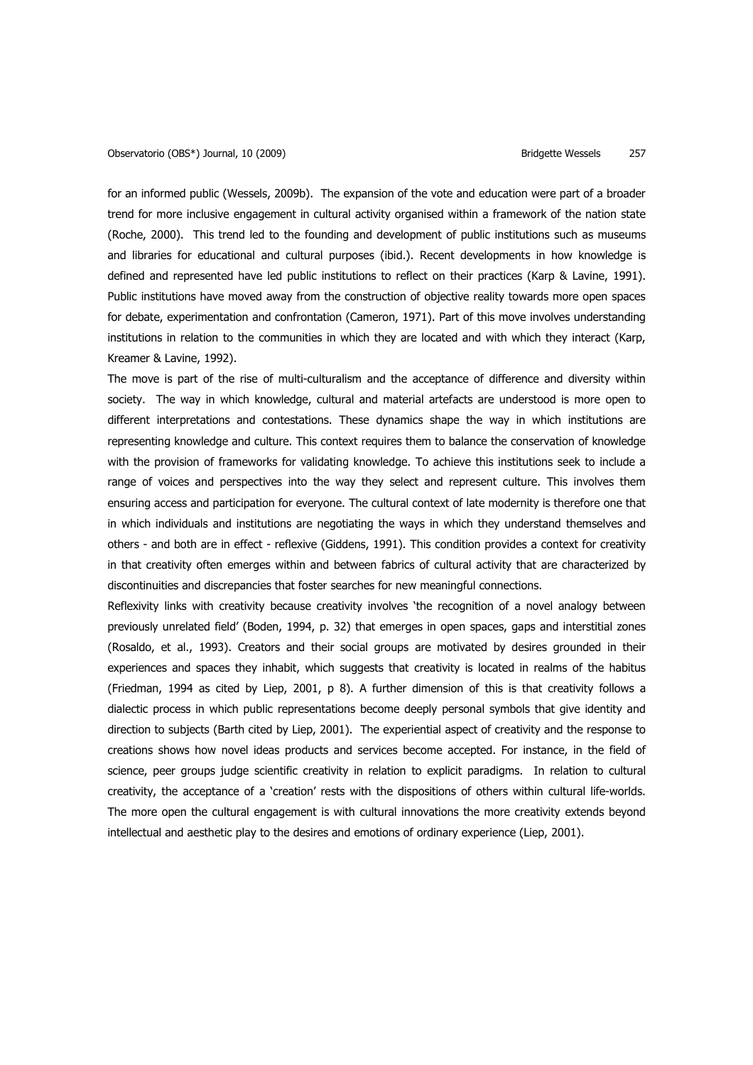for an informed public (Wessels, 2009b). The expansion of the vote and education were part of a broader trend for more inclusive engagement in cultural activity organised within a framework of the nation state (Roche, 2000). This trend led to the founding and development of public institutions such as museums and libraries for educational and cultural purposes (ibid.). Recent developments in how knowledge is defined and represented have led public institutions to reflect on their practices (Karp & Lavine, 1991). Public institutions have moved away from the construction of objective reality towards more open spaces for debate, experimentation and confrontation (Cameron, 1971). Part of this move involves understanding institutions in relation to the communities in which they are located and with which they interact (Karp, Kreamer & Lavine, 1992).

The move is part of the rise of multi-culturalism and the acceptance of difference and diversity within society. The way in which knowledge, cultural and material artefacts are understood is more open to different interpretations and contestations. These dynamics shape the way in which institutions are representing knowledge and culture. This context requires them to balance the conservation of knowledge with the provision of frameworks for validating knowledge. To achieve this institutions seek to include a range of voices and perspectives into the way they select and represent culture. This involves them ensuring access and participation for everyone. The cultural context of late modernity is therefore one that in which individuals and institutions are negotiating the ways in which they understand themselves and others - and both are in effect - reflexive (Giddens, 1991). This condition provides a context for creativity in that creativity often emerges within and between fabrics of cultural activity that are characterized by discontinuities and discrepancies that foster searches for new meaningful connections.

Reflexivity links with creativity because creativity involves 'the recognition of a novel analogy between previously unrelated field' (Boden, 1994, p. 32) that emerges in open spaces, gaps and interstitial zones (Rosaldo, et al., 1993). Creators and their social groups are motivated by desires grounded in their experiences and spaces they inhabit, which suggests that creativity is located in realms of the habitus (Friedman, 1994 as cited by Liep, 2001, p 8). A further dimension of this is that creativity follows a dialectic process in which public representations become deeply personal symbols that give identity and direction to subjects (Barth cited by Liep, 2001). The experiential aspect of creativity and the response to creations shows how novel ideas products and services become accepted. For instance, in the field of science, peer groups judge scientific creativity in relation to explicit paradigms. In relation to cultural creativity, the acceptance of a 'creation' rests with the dispositions of others within cultural life-worlds. The more open the cultural engagement is with cultural innovations the more creativity extends beyond intellectual and aesthetic play to the desires and emotions of ordinary experience (Liep, 2001).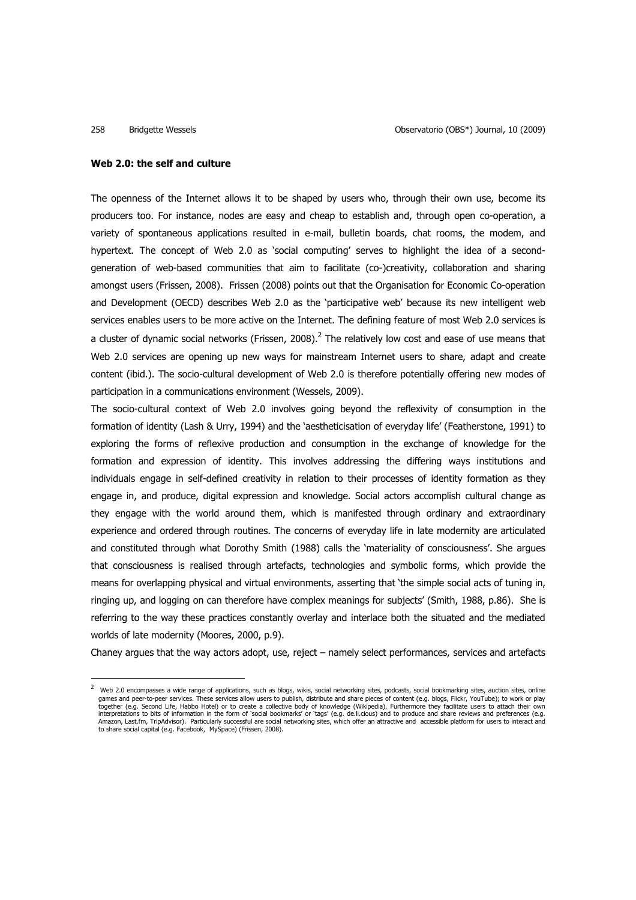**Web 2.0: the self and culture**

The openness of the Internet allows it to be shaped by users who, through their own use, become its producers too. For instance, nodes are easy and cheap to establish and, through open co-operation, a variety of spontaneous applications resulted in e-mail, bulletin boards, chat rooms, the modem, and hypertext. The concept of Web 2.0 as 'social computing' serves to highlight the idea of a second-generation of web-based communities that aim to facilitate (co-)creativity, collaboration and sharing amongst users (Frissen, 2008). Frissen (2008) points out that the Organisation for Economic Co-operation and Development (OECD) describes Web 2.0 as the 'participative web' because its new intelligent web services enables users to be more active on the Internet. The defining feature of most Web 2.0 services is a cluster of dynamic social networks (Frissen, 2008).[2] The relatively low cost and ease of use means that Web 2.0 services are opening up new ways for mainstream Internet users to share, adapt and create content (ibid.). The socio-cultural development of Web 2.0 is therefore potentially offering new modes of participation in a communications environment (Wessels, 2009).

The socio-cultural context of Web 2.0 involves going beyond the reflexivity of consumption in the formation of identity (Lash & Urry, 1994) and the 'aestheticisation of everyday life' (Featherstone, 1991) to exploring the forms of reflexive production and consumption in the exchange of knowledge for the formation and expression of identity. This involves addressing the differing ways institutions and individuals engage in self-defined creativity in relation to their processes of identity formation as they engage in, and produce, digital expression and knowledge. Social actors accomplish cultural change as they engage with the world around them, which is manifested through ordinary and extraordinary experience and ordered through routines. The concerns of everyday life in late modernity are articulated and constituted through what Dorothy Smith (1988) calls the 'materiality of consciousness'. She argues that consciousness is realised through artefacts, technologies and symbolic forms, which provide the means for overlapping physical and virtual environments, asserting that 'the simple social acts of tuning in, ringing up, and logging on can therefore have complex meanings for subjects' (Smith, 1988, p.86). She is referring to the way these practices constantly overlay and interlace both the situated and the mediated worlds of late modernity (Moores, 2000, p.9).

Chaney argues that the way actors adopt, use, reject – namely select performances, services and artefacts

---

[2] Web 2.0 encompasses a wide range of applications, such as blogs, wikis, social networking sites, podcasts, social bookmarking sites, auction sites, online games and peer-to-peer services. These services allow users to publish, distribute and share pieces of content (e.g. blogs, Flickr, YouTube); to work or play together (e.g. Second Life, Habbo Hotel) or to create a collective body of knowledge (Wikipedia). Furthermore they facilitate users to attach their own interpretations to bits of information in the form of 'social bookmarks' or 'tags' (e.g. de.li.cious) and to produce and share reviews and preferences (e.g. Amazon, Last.fm, TripAdvisor). Particularly successful are social networking sites, which offer an attractive and accessible platform for users to interact and to share social capital (e.g. Facebook, MySpace) (Frissen, 2008).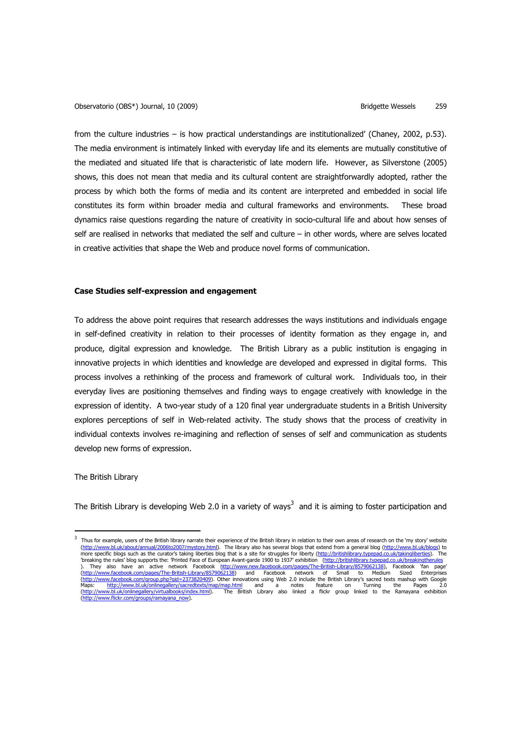from the culture industries – is how practical understandings are institutionalized' (Chaney, 2002, p.53). The media environment is intimately linked with everyday life and its elements are mutually constitutive of the mediated and situated life that is characteristic of late modern life. However, as Silverstone (2005) shows, this does not mean that media and its cultural content are straightforwardly adopted, rather the process by which both the forms of media and its content are interpreted and embedded in social life constitutes its form within broader media and cultural frameworks and environments. These broad dynamics raise questions regarding the nature of creativity in socio-cultural life and about how senses of self are realised in networks that mediated the self and culture – in other words, where are selves located in creative activities that shape the Web and produce novel forms of communication.

**Case Studies self-expression and engagement**

To address the above point requires that research addresses the ways institutions and individuals engage in self-defined creativity in relation to their processes of identity formation as they engage in, and produce, digital expression and knowledge. The British Library as a public institution is engaging in innovative projects in which identities and knowledge are developed and expressed in digital forms. This process involves a rethinking of the process and framework of cultural work. Individuals too, in their everyday lives are positioning themselves and finding ways to engage creatively with knowledge in the expression of identity. A two-year study of a 120 final year undergraduate students in a British University explores perceptions of self in Web-related activity. The study shows that the process of creativity in individual contexts involves re-imagining and reflection of senses of self and communication as students develop new forms of expression.

The British Library

The British Library is developing Web 2.0 in a variety of ways[3] and it is aiming to foster participation and

---

[3] Thus for example, users of the British library narrate their experience of the British library in relation to their own areas of research on the 'my story' website (http://www.bl.uk/about/annual/2006to2007/mystory.html). The library also has several blogs that extend from a general blog (http://www.bl.uk/blogs) to more specific blogs such as the curator's taking liberties blog that is a site for struggles for liberty (http://britishlibrary.typepad.co.uk/takingliberties). The 'breaking the rules' blog supports the: 'Printed Face of European Avant-garde 1900 to 1937' exhibition (http://britishlibrary.typepad.co.uk/breakingtherules). They also have an active network Facebook http://www.new.facebook.com/pages/The-British-Library/8579062138), Facebook 'fan page' (http://www.facebook.com/pages/The-British-Library/8579062138) and Facebook network of Small to Medium Sized Enterprises (http://www.facebook.com/group.php?gid=2373820409). Other innovations using Web 2.0 include the British Library's sacred texts mashup with Google Maps: http://www.bl.uk/onlinegallery/sacredtexts/map/map.html and a notes feature on Turning the Pages 2.0 (http://www.bl.uk/onlinegallery/virtualbooks/index.html). The British Library also linked a flickr group linked to the Ramayana exhibition (http://www.flickr.com/groups/ramayana_now).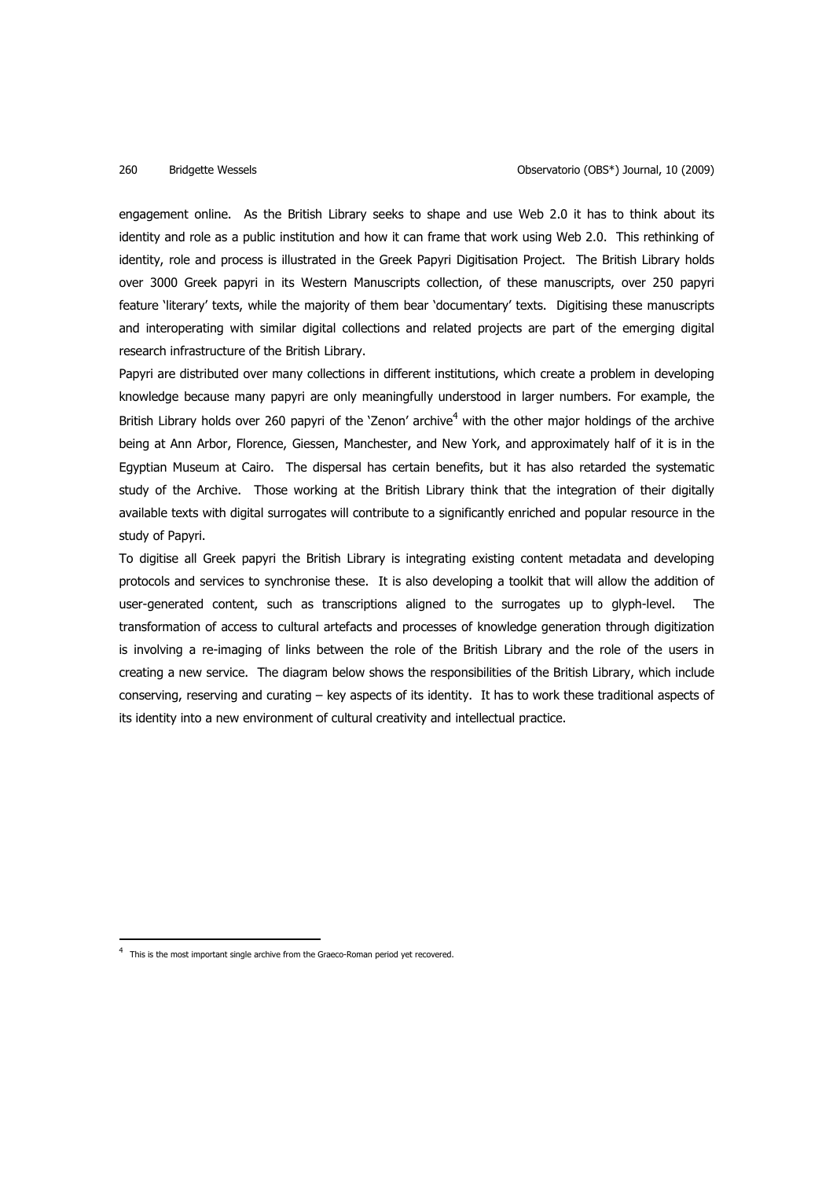engagement online. As the British Library seeks to shape and use Web 2.0 it has to think about its identity and role as a public institution and how it can frame that work using Web 2.0. This rethinking of identity, role and process is illustrated in the Greek Papyri Digitisation Project. The British Library holds over 3000 Greek papyri in its Western Manuscripts collection, of these manuscripts, over 250 papyri feature 'literary' texts, while the majority of them bear 'documentary' texts. Digitising these manuscripts and interoperating with similar digital collections and related projects are part of the emerging digital research infrastructure of the British Library.

Papyri are distributed over many collections in different institutions, which create a problem in developing knowledge because many papyri are only meaningfully understood in larger numbers. For example, the British Library holds over 260 papyri of the 'Zenon' archive[4] with the other major holdings of the archive being at Ann Arbor, Florence, Giessen, Manchester, and New York, and approximately half of it is in the Egyptian Museum at Cairo. The dispersal has certain benefits, but it has also retarded the systematic study of the Archive. Those working at the British Library think that the integration of their digitally available texts with digital surrogates will contribute to a significantly enriched and popular resource in the study of Papyri.

To digitise all Greek papyri the British Library is integrating existing content metadata and developing protocols and services to synchronise these. It is also developing a toolkit that will allow the addition of user-generated content, such as transcriptions aligned to the surrogates up to glyph-level. The transformation of access to cultural artefacts and processes of knowledge generation through digitization is involving a re-imaging of links between the role of the British Library and the role of the users in creating a new service. The diagram below shows the responsibilities of the British Library, which include conserving, reserving and curating – key aspects of its identity. It has to work these traditional aspects of its identity into a new environment of cultural creativity and intellectual practice.

[4] This is the most important single archive from the Graeco-Roman period yet recovered.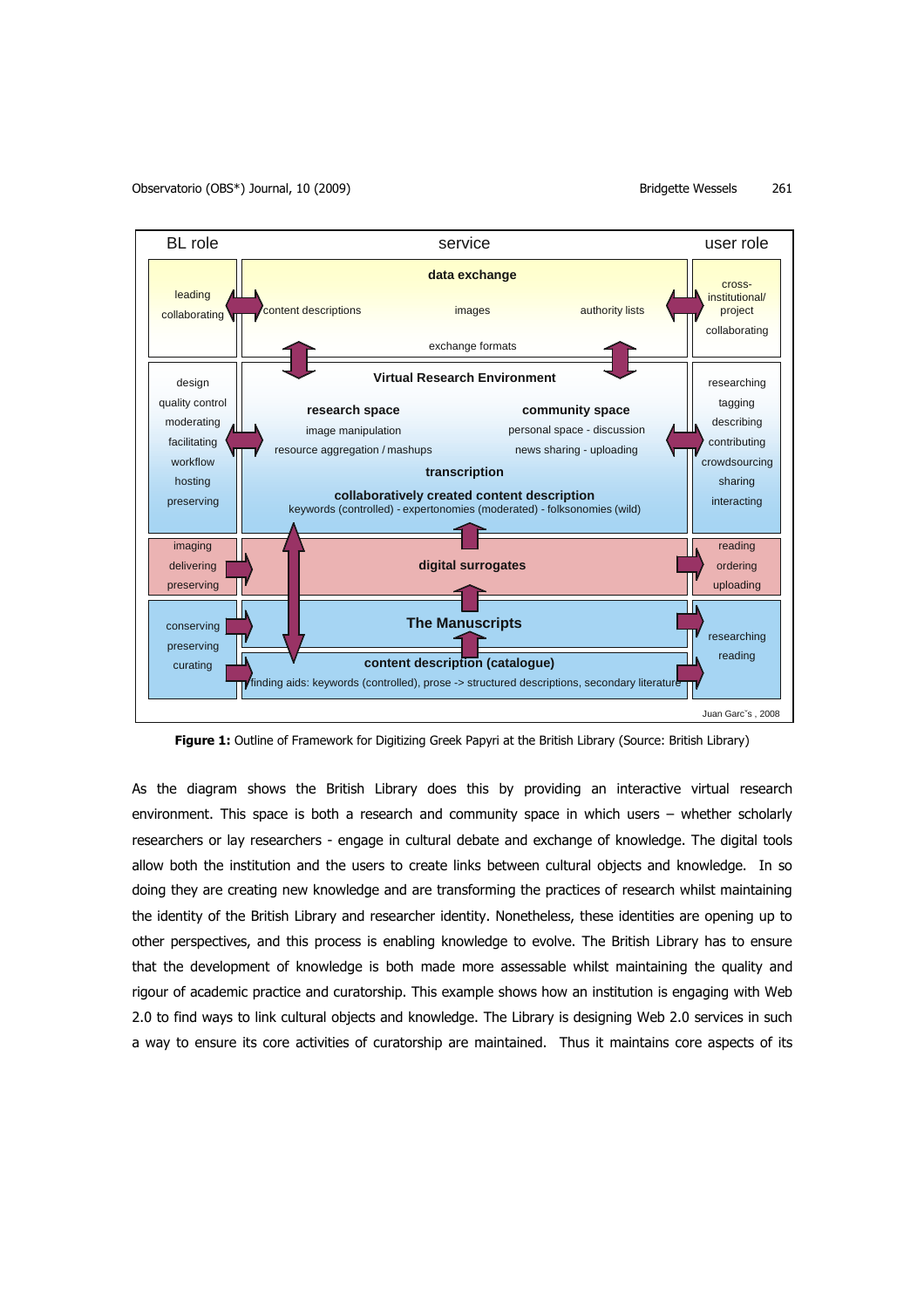| BL role | service | user role |
|---|---|---|
| leading<br>collaborating | **data exchange**<br>content descriptions · images · authority lists<br>exchange formats | cross-institutional/ project<br>collaborating |
| design<br>quality control<br>moderating<br>facilitating<br>workflow<br>hosting<br>preserving | **Virtual Research Environment**<br>**research space**: image manipulation, resource aggregation / mashups<br>**community space**: personal space - discussion, news sharing - uploading<br>**transcription**<br>**collaboratively created content description**<br>keywords (controlled) - expertonomies (moderated) - folksonomies (wild) | researching<br>tagging<br>describing<br>contributing<br>crowdsourcing<br>sharing<br>interacting |
| imaging<br>delivering<br>preserving | **digital surrogates** | reading<br>ordering<br>uploading |
| conserving<br>preserving<br>curating | **The Manuscripts**<br>**content description (catalogue)**<br>finding aids: keywords (controlled), prose -> structured descriptions, secondary literature | researching<br>reading |

Juan Garc´s , 2008

**Figure 1:** Outline of Framework for Digitizing Greek Papyri at the British Library (Source: British Library)

As the diagram shows the British Library does this by providing an interactive virtual research environment. This space is both a research and community space in which users – whether scholarly researchers or lay researchers - engage in cultural debate and exchange of knowledge. The digital tools allow both the institution and the users to create links between cultural objects and knowledge. In so doing they are creating new knowledge and are transforming the practices of research whilst maintaining the identity of the British Library and researcher identity. Nonetheless, these identities are opening up to other perspectives, and this process is enabling knowledge to evolve. The British Library has to ensure that the development of knowledge is both made more assessable whilst maintaining the quality and rigour of academic practice and curatorship. This example shows how an institution is engaging with Web 2.0 to find ways to link cultural objects and knowledge. The Library is designing Web 2.0 services in such a way to ensure its core activities of curatorship are maintained. Thus it maintains core aspects of its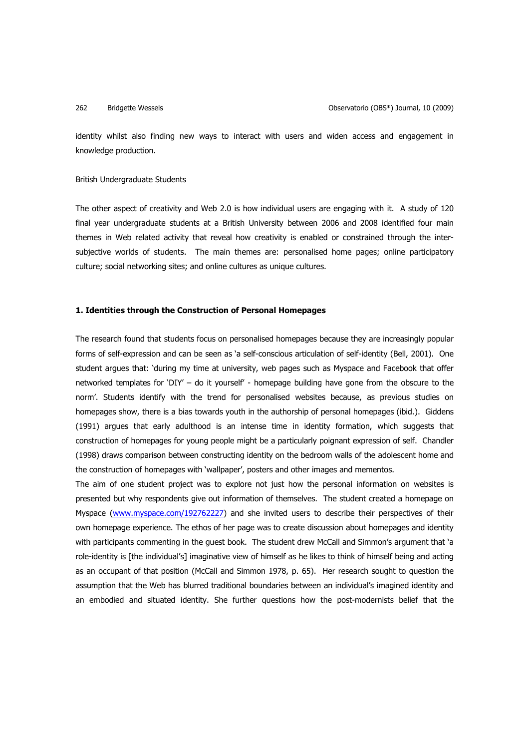identity whilst also finding new ways to interact with users and widen access and engagement in knowledge production.

British Undergraduate Students

The other aspect of creativity and Web 2.0 is how individual users are engaging with it. A study of 120 final year undergraduate students at a British University between 2006 and 2008 identified four main themes in Web related activity that reveal how creativity is enabled or constrained through the inter-subjective worlds of students. The main themes are: personalised home pages; online participatory culture; social networking sites; and online cultures as unique cultures.

### 1. Identities through the Construction of Personal Homepages

The research found that students focus on personalised homepages because they are increasingly popular forms of self-expression and can be seen as 'a self-conscious articulation of self-identity (Bell, 2001). One student argues that: 'during my time at university, web pages such as Myspace and Facebook that offer networked templates for 'DIY' – do it yourself' - homepage building have gone from the obscure to the norm'. Students identify with the trend for personalised websites because, as previous studies on homepages show, there is a bias towards youth in the authorship of personal homepages (ibid.). Giddens (1991) argues that early adulthood is an intense time in identity formation, which suggests that construction of homepages for young people might be a particularly poignant expression of self. Chandler (1998) draws comparison between constructing identity on the bedroom walls of the adolescent home and the construction of homepages with 'wallpaper', posters and other images and mementos.

The aim of one student project was to explore not just how the personal information on websites is presented but why respondents give out information of themselves. The student created a homepage on Myspace ([www.myspace.com/192762227](www.myspace.com/192762227)) and she invited users to describe their perspectives of their own homepage experience. The ethos of her page was to create discussion about homepages and identity with participants commenting in the guest book. The student drew McCall and Simmon's argument that 'a role-identity is [the individual's] imaginative view of himself as he likes to think of himself being and acting as an occupant of that position (McCall and Simmon 1978, p. 65). Her research sought to question the assumption that the Web has blurred traditional boundaries between an individual's imagined identity and an embodied and situated identity. She further questions how the post-modernists belief that the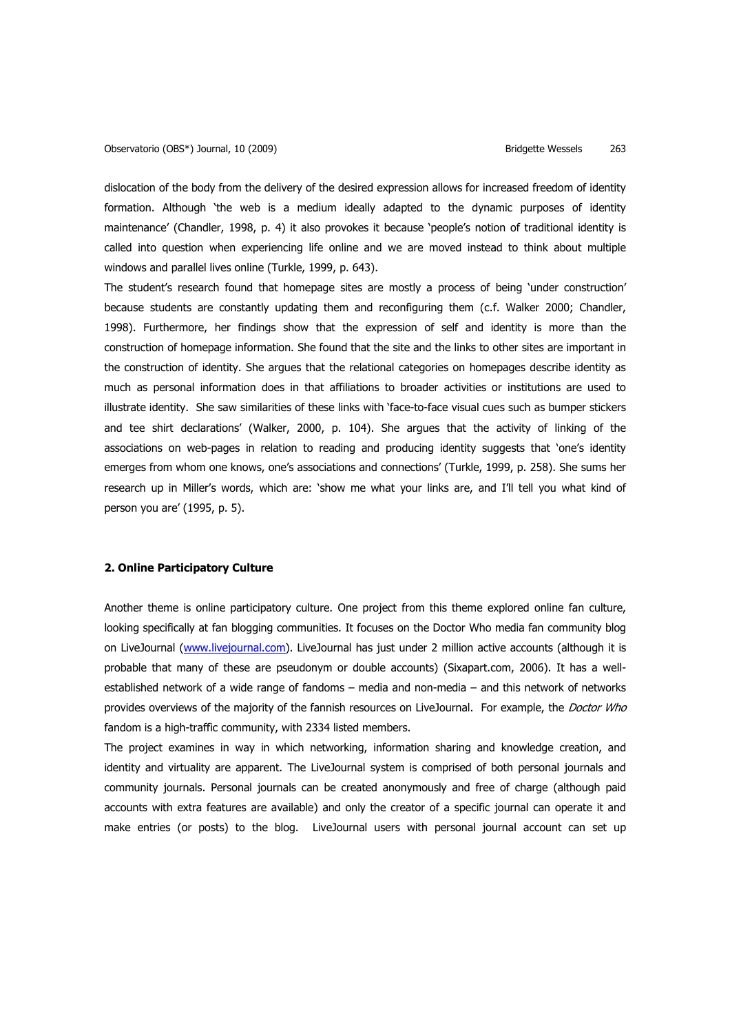dislocation of the body from the delivery of the desired expression allows for increased freedom of identity formation. Although 'the web is a medium ideally adapted to the dynamic purposes of identity maintenance' (Chandler, 1998, p. 4) it also provokes it because 'people's notion of traditional identity is called into question when experiencing life online and we are moved instead to think about multiple windows and parallel lives online (Turkle, 1999, p. 643).

The student's research found that homepage sites are mostly a process of being 'under construction' because students are constantly updating them and reconfiguring them (c.f. Walker 2000; Chandler, 1998). Furthermore, her findings show that the expression of self and identity is more than the construction of homepage information. She found that the site and the links to other sites are important in the construction of identity. She argues that the relational categories on homepages describe identity as much as personal information does in that affiliations to broader activities or institutions are used to illustrate identity. She saw similarities of these links with 'face-to-face visual cues such as bumper stickers and tee shirt declarations' (Walker, 2000, p. 104). She argues that the activity of linking of the associations on web-pages in relation to reading and producing identity suggests that 'one's identity emerges from whom one knows, one's associations and connections' (Turkle, 1999, p. 258). She sums her research up in Miller's words, which are: 'show me what your links are, and I'll tell you what kind of person you are' (1995, p. 5).

## 2. Online Participatory Culture

Another theme is online participatory culture. One project from this theme explored online fan culture, looking specifically at fan blogging communities. It focuses on the Doctor Who media fan community blog on LiveJournal (www.livejournal.com). LiveJournal has just under 2 million active accounts (although it is probable that many of these are pseudonym or double accounts) (Sixapart.com, 2006). It has a well-established network of a wide range of fandoms – media and non-media – and this network of networks provides overviews of the majority of the fannish resources on LiveJournal. For example, the *Doctor Who* fandom is a high-traffic community, with 2334 listed members.

The project examines in way in which networking, information sharing and knowledge creation, and identity and virtuality are apparent. The LiveJournal system is comprised of both personal journals and community journals. Personal journals can be created anonymously and free of charge (although paid accounts with extra features are available) and only the creator of a specific journal can operate it and make entries (or posts) to the blog. LiveJournal users with personal journal account can set up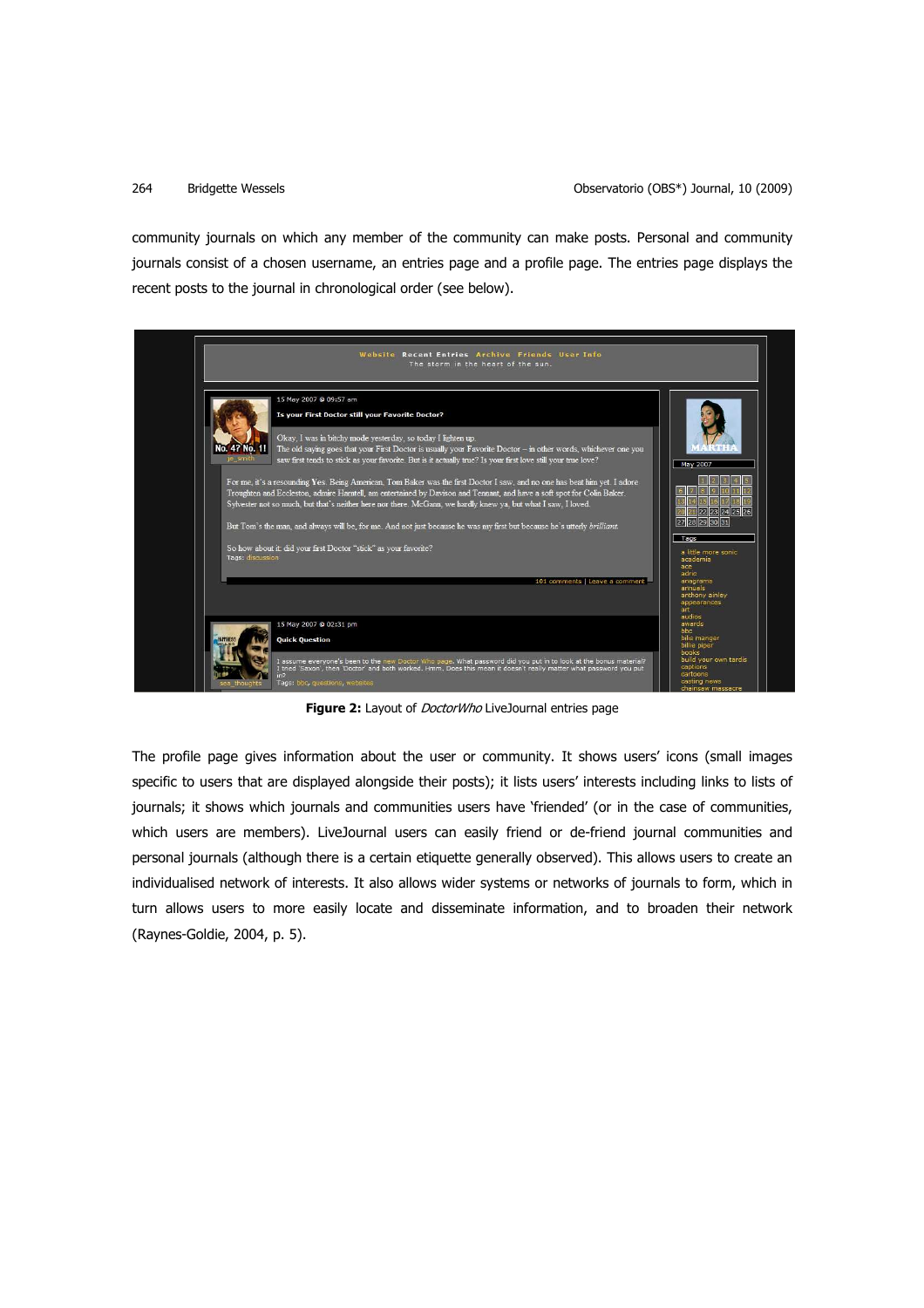community journals on which any member of the community can make posts. Personal and community journals consist of a chosen username, an entries page and a profile page. The entries page displays the recent posts to the journal in chronological order (see below).

**Figure 2:** Layout of *DoctorWho* LiveJournal entries page

The profile page gives information about the user or community. It shows users' icons (small images specific to users that are displayed alongside their posts); it lists users' interests including links to lists of journals; it shows which journals and communities users have 'friended' (or in the case of communities, which users are members). LiveJournal users can easily friend or de-friend journal communities and personal journals (although there is a certain etiquette generally observed). This allows users to create an individualised network of interests. It also allows wider systems or networks of journals to form, which in turn allows users to more easily locate and disseminate information, and to broaden their network (Raynes-Goldie, 2004, p. 5).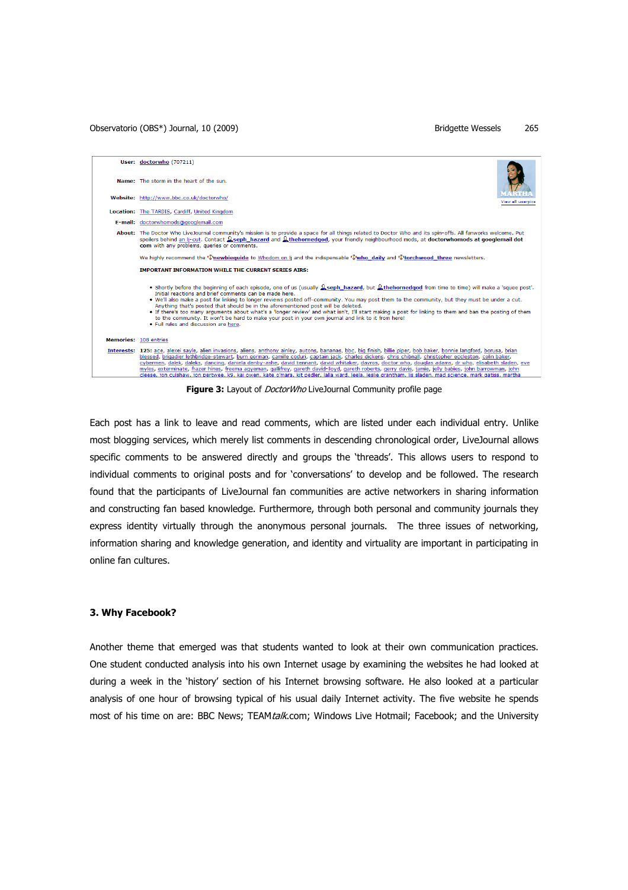**Figure 3:** Layout of *DoctorWho* LiveJournal Community profile page

Each post has a link to leave and read comments, which are listed under each individual entry. Unlike most blogging services, which merely list comments in descending chronological order, LiveJournal allows specific comments to be answered directly and groups the 'threads'. This allows users to respond to individual comments to original posts and for 'conversations' to develop and be followed. The research found that the participants of LiveJournal fan communities are active networkers in sharing information and constructing fan based knowledge. Furthermore, through both personal and community journals they express identity virtually through the anonymous personal journals. The three issues of networking, information sharing and knowledge generation, and identity and virtuality are important in participating in online fan cultures.

### 3. Why Facebook?

Another theme that emerged was that students wanted to look at their own communication practices. One student conducted analysis into his own Internet usage by examining the websites he had looked at during a week in the 'history' section of his Internet browsing software. He also looked at a particular analysis of one hour of browsing typical of his usual daily Internet activity. The five website he spends most of his time on are: BBC News; TEAM*talk*.com; Windows Live Hotmail; Facebook; and the University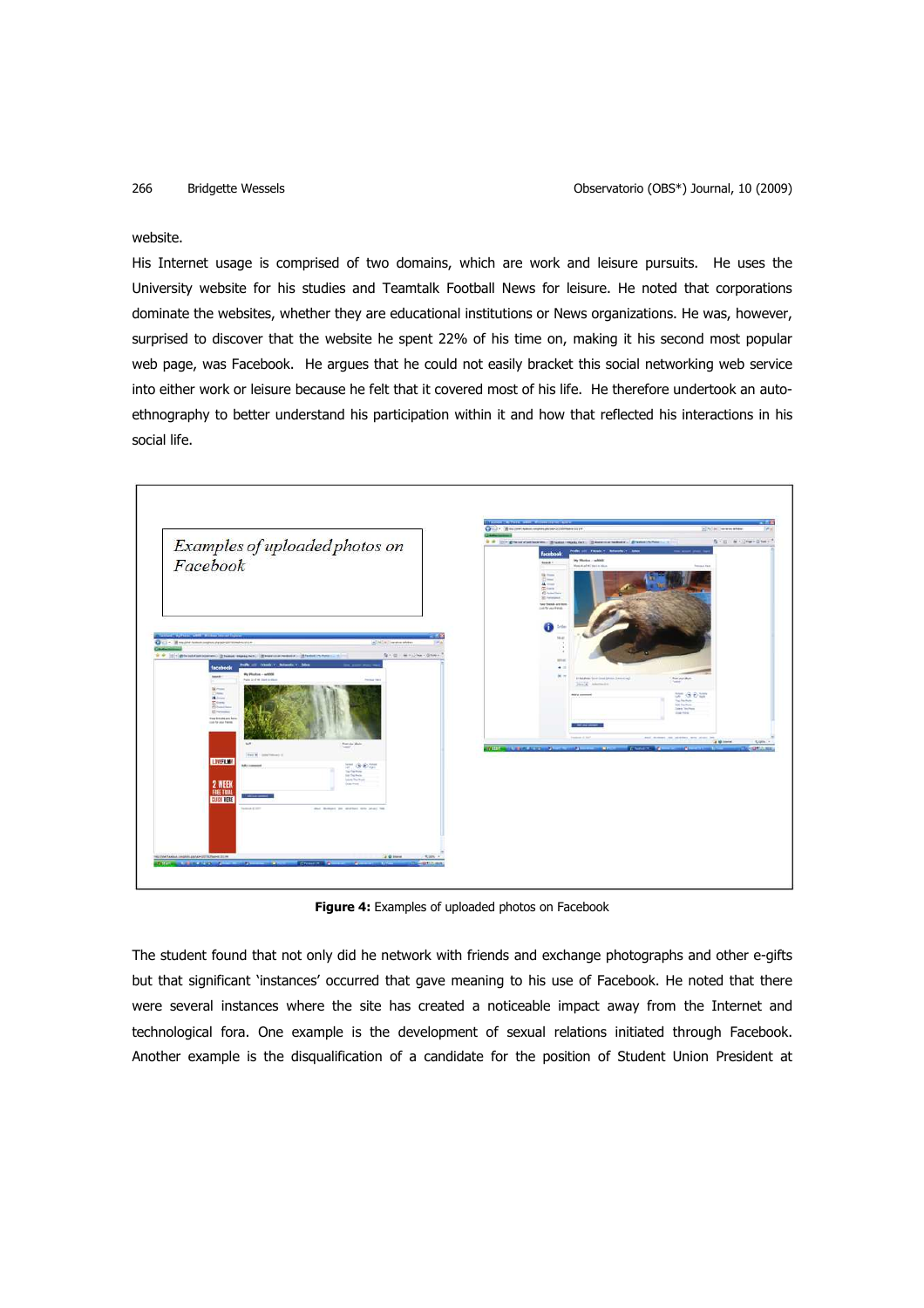website.

His Internet usage is comprised of two domains, which are work and leisure pursuits. He uses the University website for his studies and Teamtalk Football News for leisure. He noted that corporations dominate the websites, whether they are educational institutions or News organizations. He was, however, surprised to discover that the website he spent 22% of his time on, making it his second most popular web page, was Facebook. He argues that he could not easily bracket this social networking web service into either work or leisure because he felt that it covered most of his life. He therefore undertook an auto-ethnography to better understand his participation within it and how that reflected his interactions in his social life.

*Examples of uploaded photos on Facebook*

**Figure 4:** Examples of uploaded photos on Facebook

The student found that not only did he network with friends and exchange photographs and other e-gifts but that significant 'instances' occurred that gave meaning to his use of Facebook. He noted that there were several instances where the site has created a noticeable impact away from the Internet and technological fora. One example is the development of sexual relations initiated through Facebook. Another example is the disqualification of a candidate for the position of Student Union President at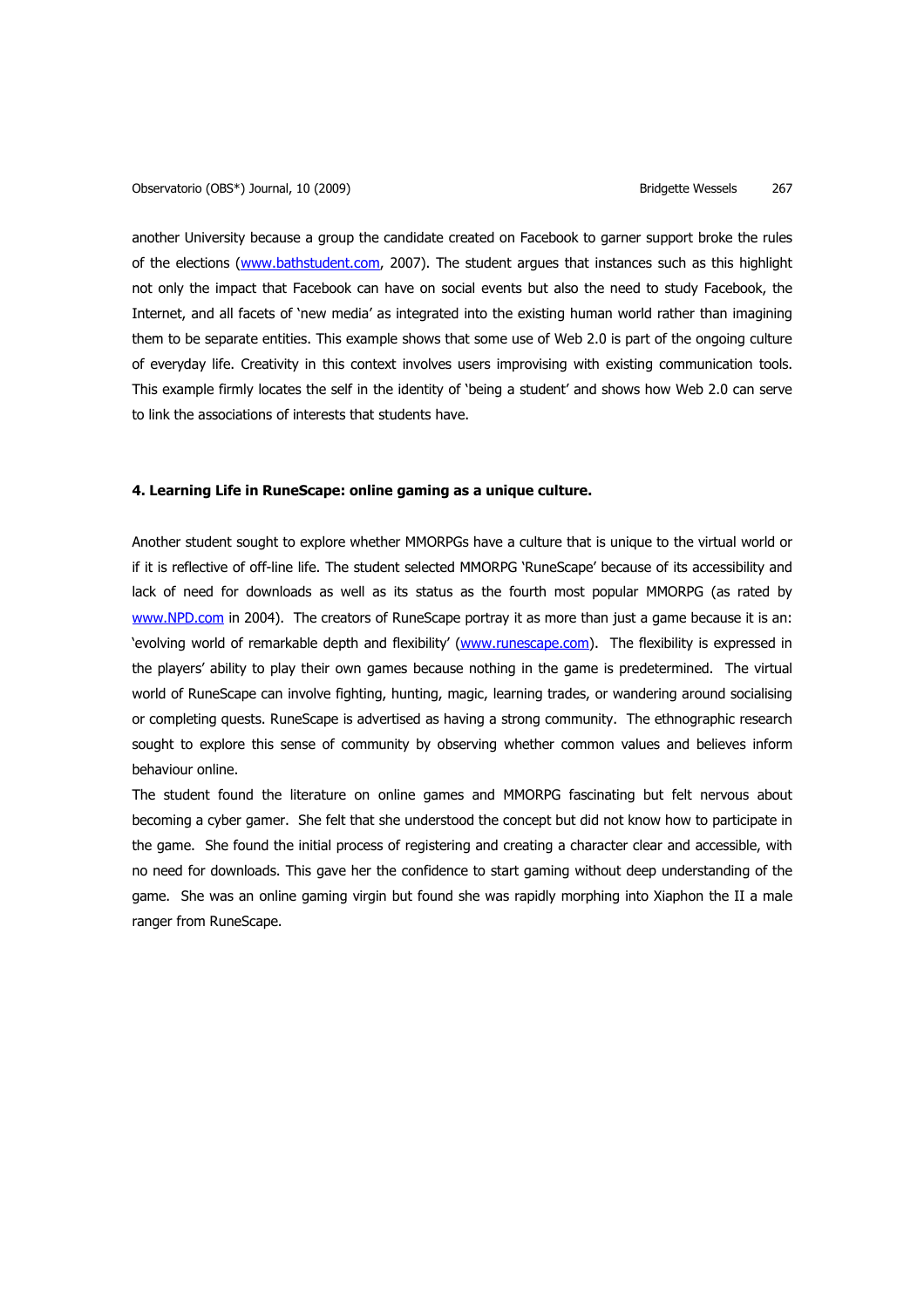another University because a group the candidate created on Facebook to garner support broke the rules of the elections (www.bathstudent.com, 2007). The student argues that instances such as this highlight not only the impact that Facebook can have on social events but also the need to study Facebook, the Internet, and all facets of 'new media' as integrated into the existing human world rather than imagining them to be separate entities. This example shows that some use of Web 2.0 is part of the ongoing culture of everyday life. Creativity in this context involves users improvising with existing communication tools. This example firmly locates the self in the identity of 'being a student' and shows how Web 2.0 can serve to link the associations of interests that students have.

**4. Learning Life in RuneScape: online gaming as a unique culture.**

Another student sought to explore whether MMORPGs have a culture that is unique to the virtual world or if it is reflective of off-line life. The student selected MMORPG 'RuneScape' because of its accessibility and lack of need for downloads as well as its status as the fourth most popular MMORPG (as rated by www.NPD.com in 2004). The creators of RuneScape portray it as more than just a game because it is an: 'evolving world of remarkable depth and flexibility' (www.runescape.com). The flexibility is expressed in the players' ability to play their own games because nothing in the game is predetermined. The virtual world of RuneScape can involve fighting, hunting, magic, learning trades, or wandering around socialising or completing quests. RuneScape is advertised as having a strong community. The ethnographic research sought to explore this sense of community by observing whether common values and believes inform behaviour online.

The student found the literature on online games and MMORPG fascinating but felt nervous about becoming a cyber gamer. She felt that she understood the concept but did not know how to participate in the game. She found the initial process of registering and creating a character clear and accessible, with no need for downloads. This gave her the confidence to start gaming without deep understanding of the game. She was an online gaming virgin but found she was rapidly morphing into Xiaphon the II a male ranger from RuneScape.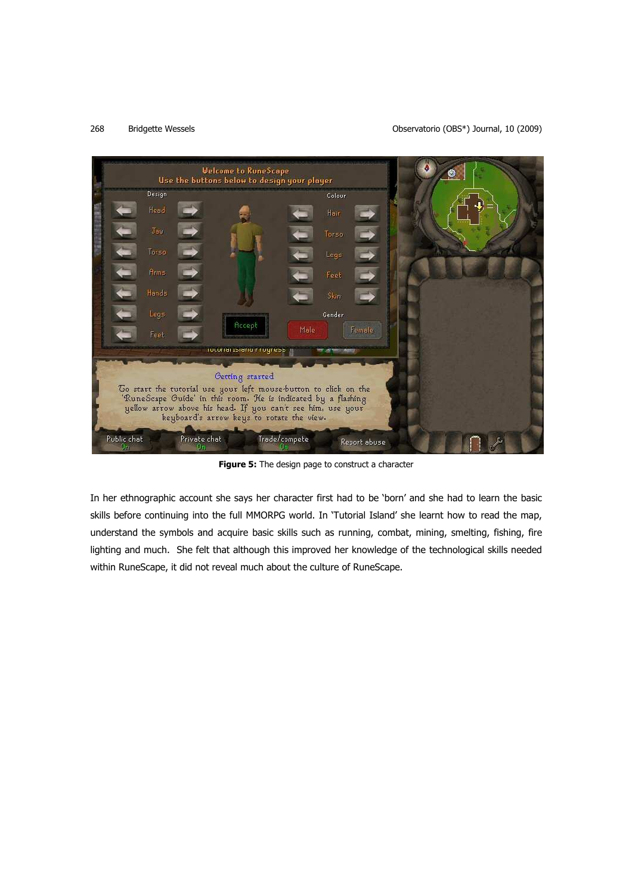**Figure 5:** The design page to construct a character

In her ethnographic account she says her character first had to be 'born' and she had to learn the basic skills before continuing into the full MMORPG world. In 'Tutorial Island' she learnt how to read the map, understand the symbols and acquire basic skills such as running, combat, mining, smelting, fishing, fire lighting and much. She felt that although this improved her knowledge of the technological skills needed within RuneScape, it did not reveal much about the culture of RuneScape.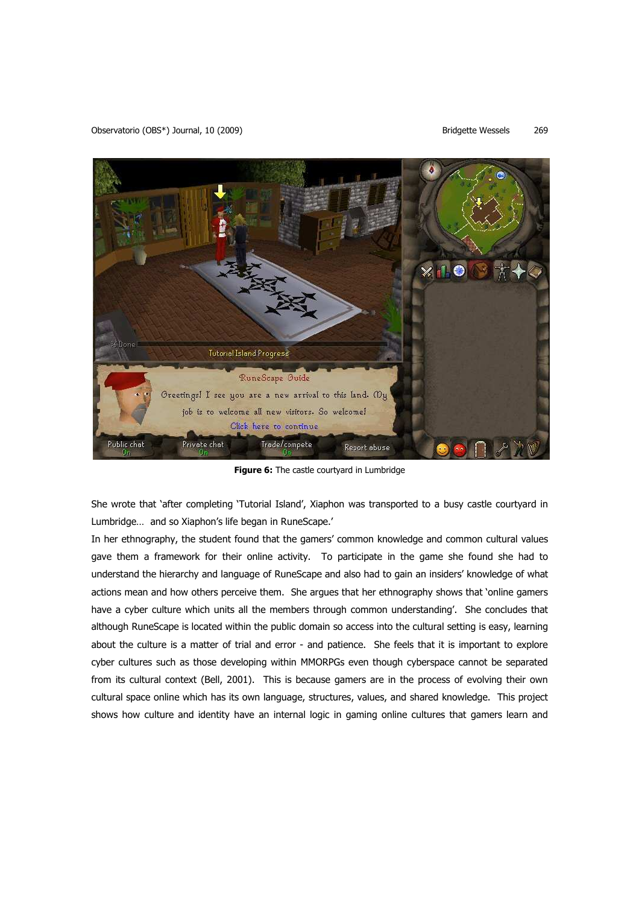**Figure 6:** The castle courtyard in Lumbridge

She wrote that 'after completing 'Tutorial Island', Xiaphon was transported to a busy castle courtyard in Lumbridge… and so Xiaphon's life began in RuneScape.'

In her ethnography, the student found that the gamers' common knowledge and common cultural values gave them a framework for their online activity. To participate in the game she found she had to understand the hierarchy and language of RuneScape and also had to gain an insiders' knowledge of what actions mean and how others perceive them. She argues that her ethnography shows that 'online gamers have a cyber culture which units all the members through common understanding'. She concludes that although RuneScape is located within the public domain so access into the cultural setting is easy, learning about the culture is a matter of trial and error - and patience. She feels that it is important to explore cyber cultures such as those developing within MMORPGs even though cyberspace cannot be separated from its cultural context (Bell, 2001). This is because gamers are in the process of evolving their own cultural space online which has its own language, structures, values, and shared knowledge. This project shows how culture and identity have an internal logic in gaming online cultures that gamers learn and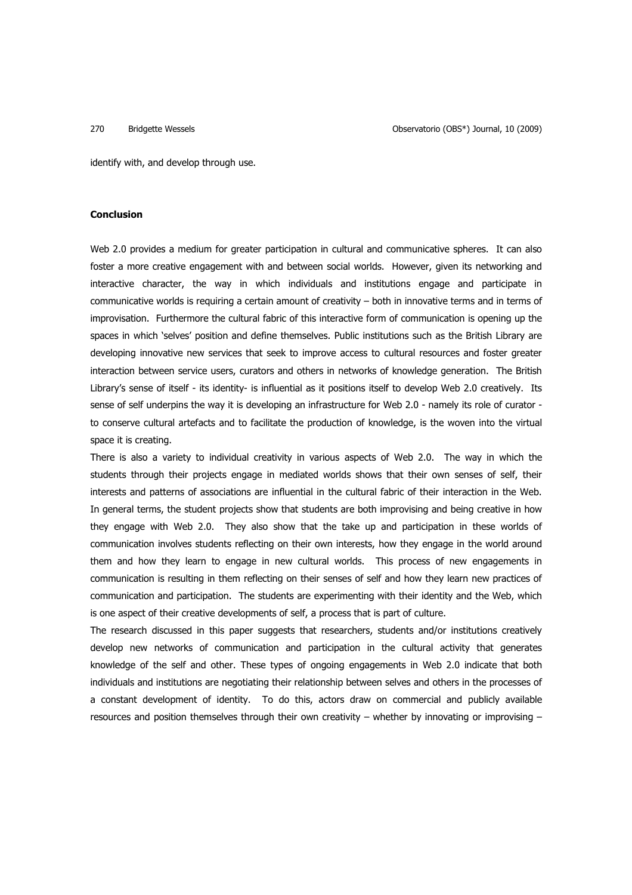identify with, and develop through use.

## Conclusion

Web 2.0 provides a medium for greater participation in cultural and communicative spheres. It can also foster a more creative engagement with and between social worlds. However, given its networking and interactive character, the way in which individuals and institutions engage and participate in communicative worlds is requiring a certain amount of creativity – both in innovative terms and in terms of improvisation. Furthermore the cultural fabric of this interactive form of communication is opening up the spaces in which 'selves' position and define themselves. Public institutions such as the British Library are developing innovative new services that seek to improve access to cultural resources and foster greater interaction between service users, curators and others in networks of knowledge generation. The British Library's sense of itself - its identity- is influential as it positions itself to develop Web 2.0 creatively. Its sense of self underpins the way it is developing an infrastructure for Web 2.0 - namely its role of curator - to conserve cultural artefacts and to facilitate the production of knowledge, is the woven into the virtual space it is creating.

There is also a variety to individual creativity in various aspects of Web 2.0. The way in which the students through their projects engage in mediated worlds shows that their own senses of self, their interests and patterns of associations are influential in the cultural fabric of their interaction in the Web. In general terms, the student projects show that students are both improvising and being creative in how they engage with Web 2.0. They also show that the take up and participation in these worlds of communication involves students reflecting on their own interests, how they engage in the world around them and how they learn to engage in new cultural worlds. This process of new engagements in communication is resulting in them reflecting on their senses of self and how they learn new practices of communication and participation. The students are experimenting with their identity and the Web, which is one aspect of their creative developments of self, a process that is part of culture.

The research discussed in this paper suggests that researchers, students and/or institutions creatively develop new networks of communication and participation in the cultural activity that generates knowledge of the self and other. These types of ongoing engagements in Web 2.0 indicate that both individuals and institutions are negotiating their relationship between selves and others in the processes of a constant development of identity. To do this, actors draw on commercial and publicly available resources and position themselves through their own creativity – whether by innovating or improvising –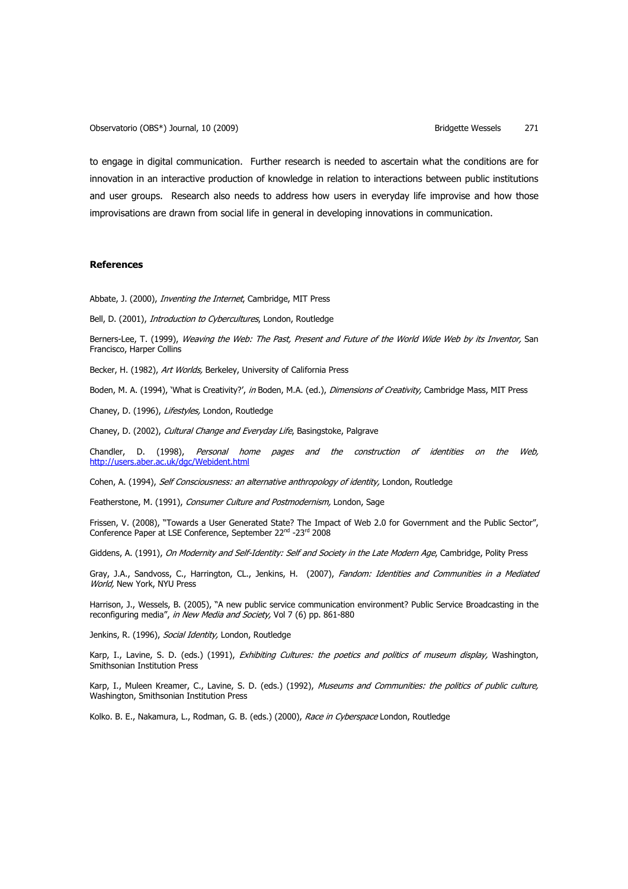to engage in digital communication. Further research is needed to ascertain what the conditions are for innovation in an interactive production of knowledge in relation to interactions between public institutions and user groups. Research also needs to address how users in everyday life improvise and how those improvisations are drawn from social life in general in developing innovations in communication.

## References

Abbate, J. (2000), *Inventing the Internet*, Cambridge, MIT Press

Bell, D. (2001), *Introduction to Cybercultures*, London, Routledge

Berners-Lee, T. (1999), *Weaving the Web: The Past, Present and Future of the World Wide Web by its Inventor,* San Francisco, Harper Collins

Becker, H. (1982), *Art Worlds,* Berkeley, University of California Press

Boden, M. A. (1994), 'What is Creativity?', *in* Boden, M.A. (ed.), *Dimensions of Creativity,* Cambridge Mass, MIT Press

Chaney, D. (1996), *Lifestyles,* London, Routledge

Chaney, D. (2002), *Cultural Change and Everyday Life*, Basingstoke, Palgrave

Chandler, D. (1998), *Personal home pages and the construction of identities on the Web,* http://users.aber.ac.uk/dgc/Webident.html

Cohen, A. (1994), *Self Consciousness: an alternative anthropology of identity,* London, Routledge

Featherstone, M. (1991), *Consumer Culture and Postmodernism,* London, Sage

Frissen, V. (2008), "Towards a User Generated State? The Impact of Web 2.0 for Government and the Public Sector", Conference Paper at LSE Conference, September 22nd -23rd 2008

Giddens, A. (1991), *On Modernity and Self-Identity: Self and Society in the Late Modern Age*, Cambridge, Polity Press

Gray, J.A., Sandvoss, C., Harrington, CL., Jenkins, H. (2007), *Fandom: Identities and Communities in a Mediated World,* New York, NYU Press

Harrison, J., Wessels, B. (2005), "A new public service communication environment? Public Service Broadcasting in the reconfiguring media", *in New Media and Society,* Vol 7 (6) pp. 861-880

Jenkins, R. (1996), *Social Identity,* London, Routledge

Karp, I., Lavine, S. D. (eds.) (1991), *Exhibiting Cultures: the poetics and politics of museum display,* Washington, Smithsonian Institution Press

Karp, I., Muleen Kreamer, C., Lavine, S. D. (eds.) (1992), *Museums and Communities: the politics of public culture,* Washington, Smithsonian Institution Press

Kolko. B. E., Nakamura, L., Rodman, G. B. (eds.) (2000), *Race in Cyberspace* London, Routledge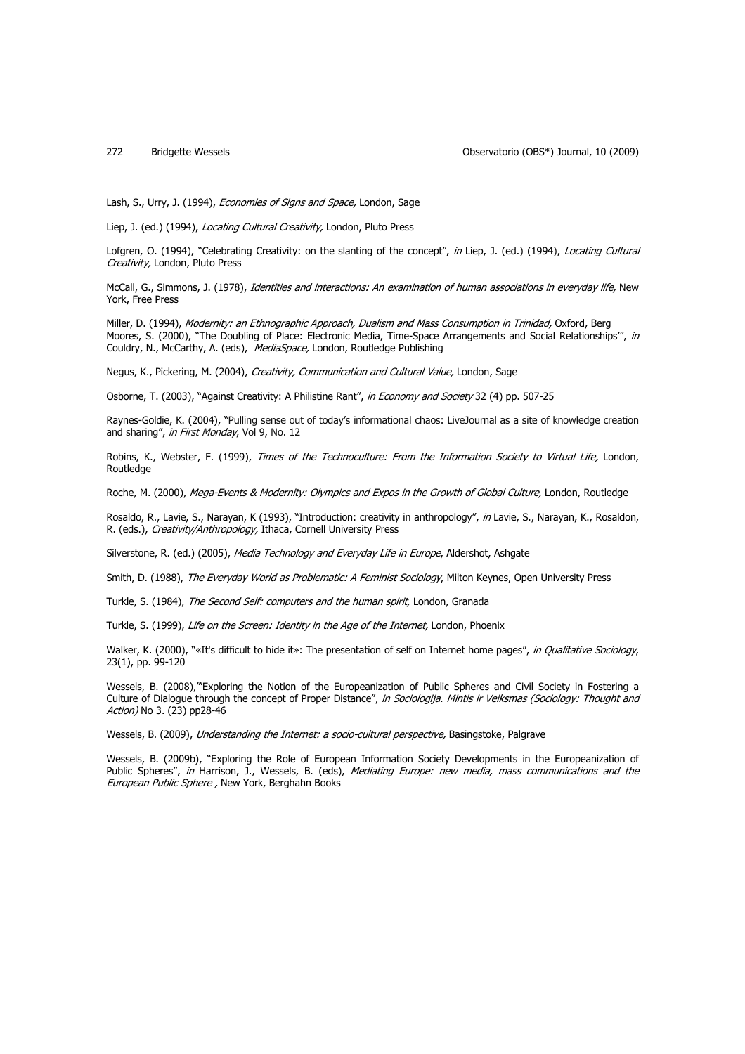Lash, S., Urry, J. (1994), *Economies of Signs and Space,* London, Sage

Liep, J. (ed.) (1994), *Locating Cultural Creativity,* London, Pluto Press

Lofgren, O. (1994), "Celebrating Creativity: on the slanting of the concept", *in* Liep, J. (ed.) (1994), *Locating Cultural Creativity,* London, Pluto Press

McCall, G., Simmons, J. (1978), *Identities and interactions: An examination of human associations in everyday life,* New York, Free Press

Miller, D. (1994), *Modernity: an Ethnographic Approach, Dualism and Mass Consumption in Trinidad,* Oxford, Berg
Moores, S. (2000), "The Doubling of Place: Electronic Media, Time-Space Arrangements and Social Relationships'", *in* Couldry, N., McCarthy, A. (eds), *MediaSpace,* London, Routledge Publishing

Negus, K., Pickering, M. (2004), *Creativity, Communication and Cultural Value,* London, Sage

Osborne, T. (2003), "Against Creativity: A Philistine Rant", *in Economy and Society* 32 (4) pp. 507-25

Raynes-Goldie, K. (2004), "Pulling sense out of today's informational chaos: LiveJournal as a site of knowledge creation and sharing", *in First Monday*, Vol 9, No. 12

Robins, K., Webster, F. (1999), *Times of the Technoculture: From the Information Society to Virtual Life,* London, Routledge

Roche, M. (2000), *Mega-Events & Modernity: Olympics and Expos in the Growth of Global Culture,* London, Routledge

Rosaldo, R., Lavie, S., Narayan, K (1993), "Introduction: creativity in anthropology", *in* Lavie, S., Narayan, K., Rosaldon, R. (eds.), *Creativity/Anthropology,* Ithaca, Cornell University Press

Silverstone, R. (ed.) (2005), *Media Technology and Everyday Life in Europe*, Aldershot, Ashgate

Smith, D. (1988), *The Everyday World as Problematic: A Feminist Sociology*, Milton Keynes, Open University Press

Turkle, S. (1984), *The Second Self: computers and the human spirit,* London, Granada

Turkle, S. (1999), *Life on the Screen: Identity in the Age of the Internet,* London, Phoenix

Walker, K. (2000), "«It's difficult to hide it»: The presentation of self on Internet home pages", *in Qualitative Sociology*, 23(1), pp. 99-120

Wessels, B. (2008),'"Exploring the Notion of the Europeanization of Public Spheres and Civil Society in Fostering a Culture of Dialogue through the concept of Proper Distance", *in Sociologija. Mintis ir Veiksmas (Sociology: Thought and Action)* No 3. (23) pp28-46

Wessels, B. (2009), *Understanding the Internet: a socio-cultural perspective,* Basingstoke, Palgrave

Wessels, B. (2009b), "Exploring the Role of European Information Society Developments in the Europeanization of Public Spheres", *in* Harrison, J., Wessels, B. (eds), *Mediating Europe: new media, mass communications and the European Public Sphere ,* New York, Berghahn Books